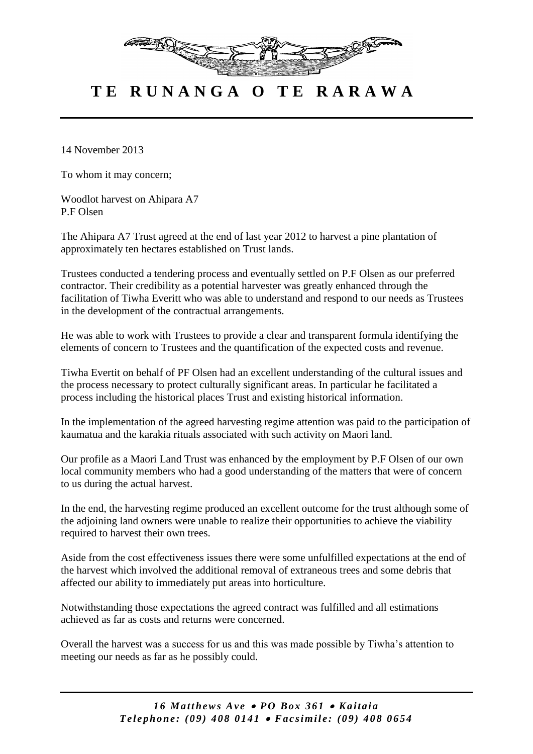# T E R U N A N G A O T E R A R A W A

14 November 2013

To whom it may concern;

Woodlot harvest on Ahipara A7
P.F Olsen

The Ahipara A7 Trust agreed at the end of last year 2012 to harvest a pine plantation of approximately ten hectares established on Trust lands.

Trustees conducted a tendering process and eventually settled on P.F Olsen as our preferred contractor. Their credibility as a potential harvester was greatly enhanced through the facilitation of Tiwha Everitt who was able to understand and respond to our needs as Trustees in the development of the contractual arrangements.

He was able to work with Trustees to provide a clear and transparent formula identifying the elements of concern to Trustees and the quantification of the expected costs and revenue.

Tiwha Evertit on behalf of PF Olsen had an excellent understanding of the cultural issues and the process necessary to protect culturally significant areas. In particular he facilitated a process including the historical places Trust and existing historical information.

In the implementation of the agreed harvesting regime attention was paid to the participation of kaumatua and the karakia rituals associated with such activity on Maori land.

Our profile as a Maori Land Trust was enhanced by the employment by P.F Olsen of our own local community members who had a good understanding of the matters that were of concern to us during the actual harvest.

In the end, the harvesting regime produced an excellent outcome for the trust although some of the adjoining land owners were unable to realize their opportunities to achieve the viability required to harvest their own trees.

Aside from the cost effectiveness issues there were some unfulfilled expectations at the end of the harvest which involved the additional removal of extraneous trees and some debris that affected our ability to immediately put areas into horticulture.

Notwithstanding those expectations the agreed contract was fulfilled and all estimations achieved as far as costs and returns were concerned.

Overall the harvest was a success for us and this was made possible by Tiwha's attention to meeting our needs as far as he possibly could.

*16 Matthews Ave • PO Box 361 • Kaitaia*
*Telephone: (09) 408 0141 • Facsimile: (09) 408 0654*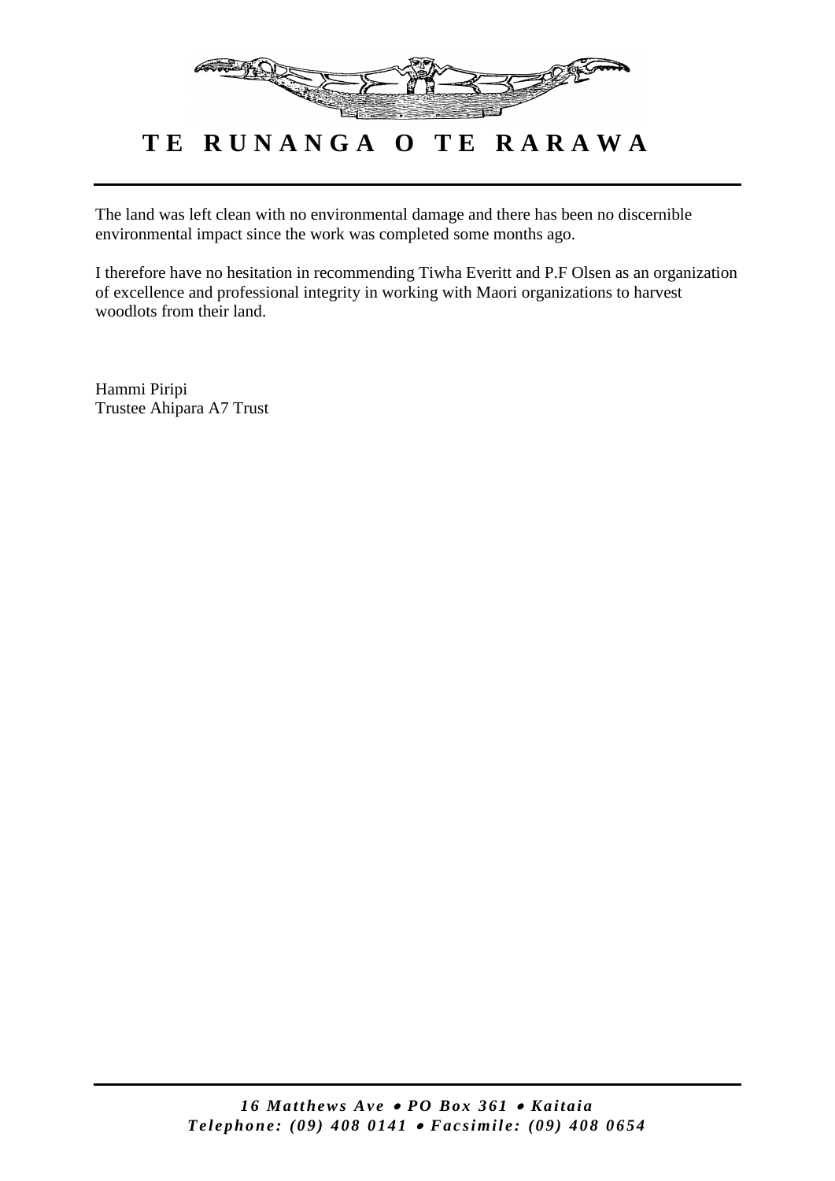# TE RUNANGA O TE RARAWA

The land was left clean with no environmental damage and there has been no discernible environmental impact since the work was completed some months ago.

I therefore have no hesitation in recommending Tiwha Everitt and P.F Olsen as an organization of excellence and professional integrity in working with Maori organizations to harvest woodlots from their land.

Hammi Piripi
Trustee Ahipara A7 Trust

*16 Matthews Ave • PO Box 361 • Kaitaia*
*Telephone: (09) 408 0141 • Facsimile: (09) 408 0654*